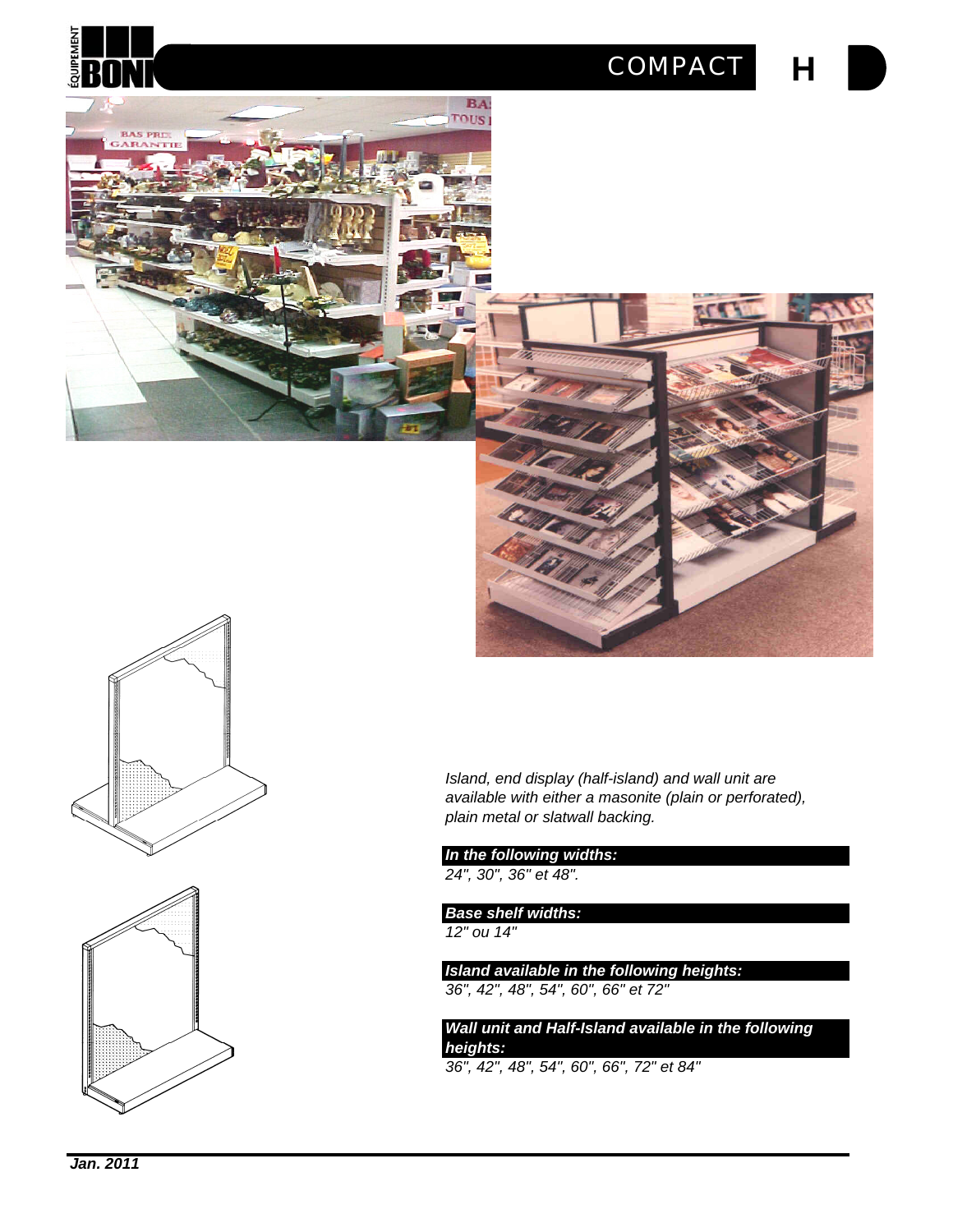# COMPACT

*Island, end display (half-island) and wall unit are available with either a masonite (plain or perforated), plain metal or slatwall backing.*

***In the following widths:***

*24", 30", 36" et 48".*

***Base shelf widths:***

*12" ou 14"*

***Island available in the following heights:***

*36", 42", 48", 54", 60", 66" et 72"*

***Wall unit and Half-Island available in the following heights:***

*36", 42", 48", 54", 60", 66", 72" et 84"*

***Jan. 2011***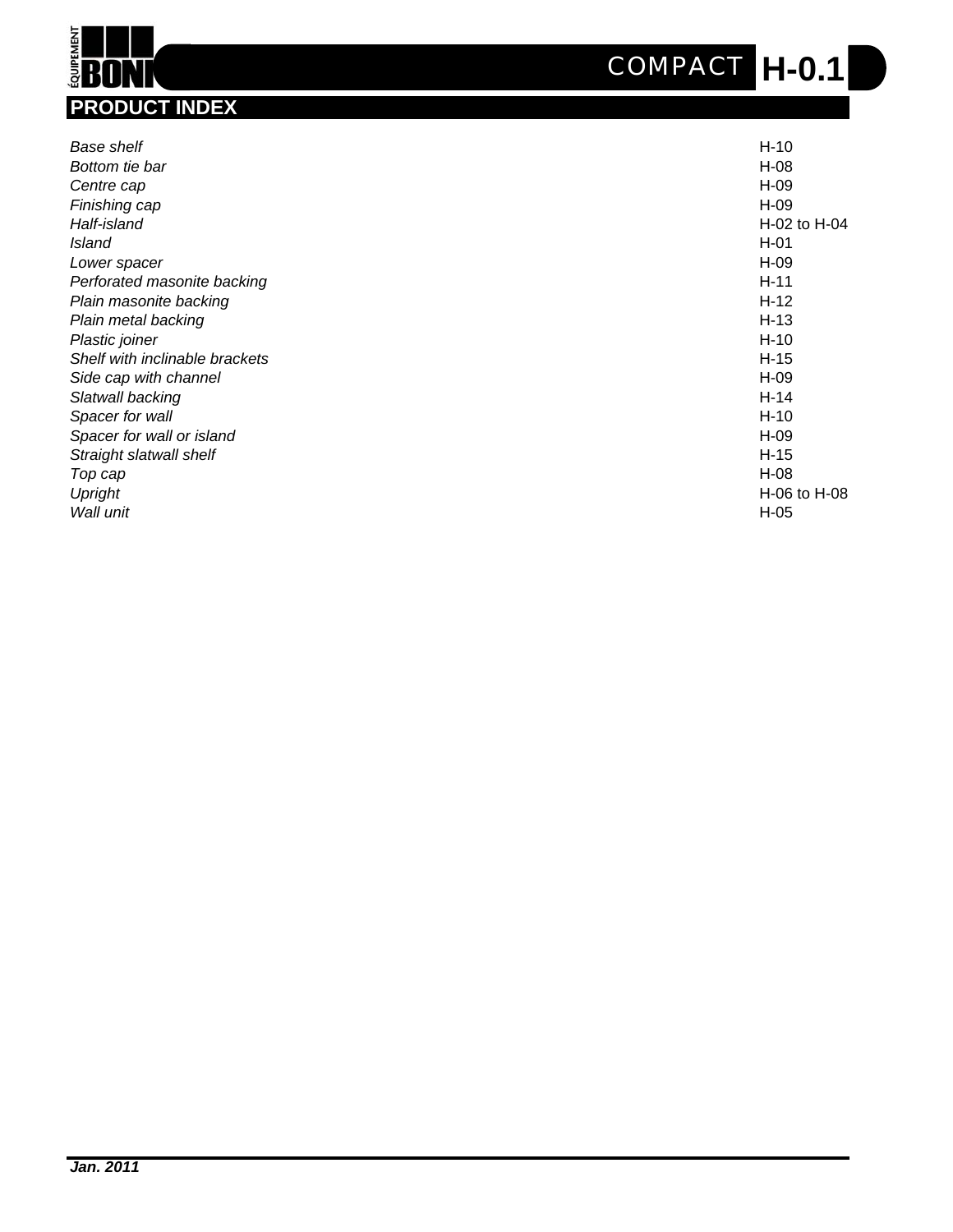# PRODUCT INDEX

| | |
|---|---|
| *Base shelf* | H-10 |
| *Bottom tie bar* | H-08 |
| *Centre cap* | H-09 |
| *Finishing cap* | H-09 |
| *Half-island* | H-02 to H-04 |
| *Island* | H-01 |
| *Lower spacer* | H-09 |
| *Perforated masonite backing* | H-11 |
| *Plain masonite backing* | H-12 |
| *Plain metal backing* | H-13 |
| *Plastic joiner* | H-10 |
| *Shelf with inclinable brackets* | H-15 |
| *Side cap with channel* | H-09 |
| *Slatwall backing* | H-14 |
| *Spacer for wall* | H-10 |
| *Spacer for wall or island* | H-09 |
| *Straight slatwall shelf* | H-15 |
| *Top cap* | H-08 |
| *Upright* | H-06 to H-08 |
| *Wall unit* | H-05 |

***Jan. 2011***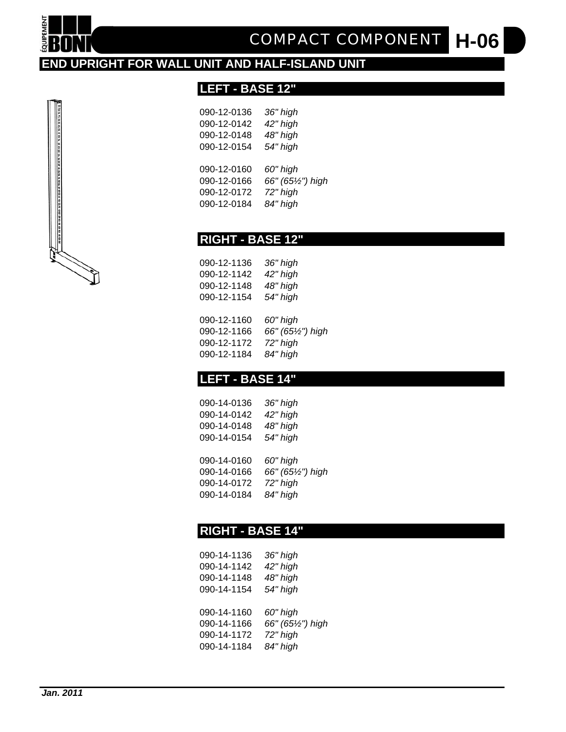# COMPACT COMPONENT H-06

## END UPRIGHT FOR WALL UNIT AND HALF-ISLAND UNIT

### LEFT - BASE 12"

090-12-0136 *36" high*
090-12-0142 *42" high*
090-12-0148 *48" high*
090-12-0154 *54" high*

090-12-0160 *60" high*
090-12-0166 *66" (65½") high*
090-12-0172 *72" high*
090-12-0184 *84" high*

### RIGHT - BASE 12"

090-12-1136 *36" high*
090-12-1142 *42" high*
090-12-1148 *48" high*
090-12-1154 *54" high*

090-12-1160 *60" high*
090-12-1166 *66" (65½") high*
090-12-1172 *72" high*
090-12-1184 *84" high*

### LEFT - BASE 14"

090-14-0136 *36" high*
090-14-0142 *42" high*
090-14-0148 *48" high*
090-14-0154 *54" high*

090-14-0160 *60" high*
090-14-0166 *66" (65½") high*
090-14-0172 *72" high*
090-14-0184 *84" high*

### RIGHT - BASE 14"

090-14-1136 *36" high*
090-14-1142 *42" high*
090-14-1148 *48" high*
090-14-1154 *54" high*

090-14-1160 *60" high*
090-14-1166 *66" (65½") high*
090-14-1172 *72" high*
090-14-1184 *84" high*

***Jan. 2011***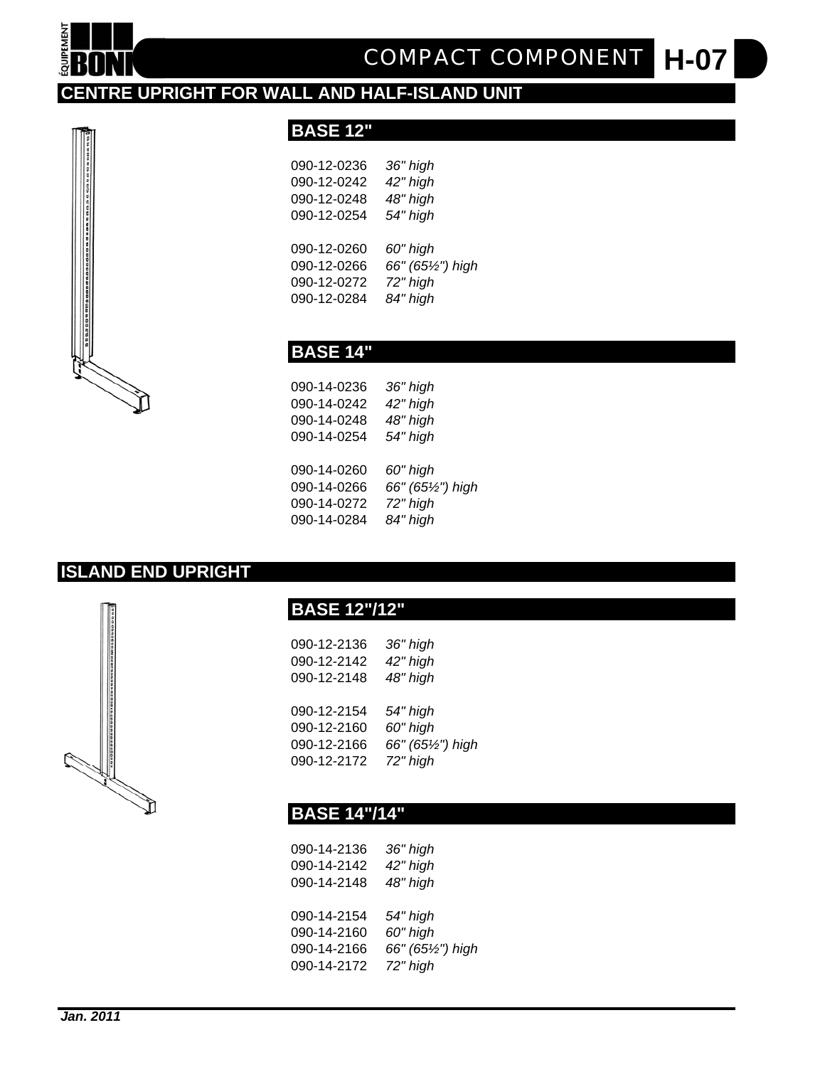# COMPACT COMPONENT H-07

## CENTRE UPRIGHT FOR WALL AND HALF-ISLAND UNIT

### BASE 12"

| | |
|---|---|
| 090-12-0236 | *36" high* |
| 090-12-0242 | *42" high* |
| 090-12-0248 | *48" high* |
| 090-12-0254 | *54" high* |
| 090-12-0260 | *60" high* |
| 090-12-0266 | *66" (65½") high* |
| 090-12-0272 | *72" high* |
| 090-12-0284 | *84" high* |

### BASE 14"

| | |
|---|---|
| 090-14-0236 | *36" high* |
| 090-14-0242 | *42" high* |
| 090-14-0248 | *48" high* |
| 090-14-0254 | *54" high* |
| 090-14-0260 | *60" high* |
| 090-14-0266 | *66" (65½") high* |
| 090-14-0272 | *72" high* |
| 090-14-0284 | *84" high* |

## ISLAND END UPRIGHT

### BASE 12"/12"

| | |
|---|---|
| 090-12-2136 | *36" high* |
| 090-12-2142 | *42" high* |
| 090-12-2148 | *48" high* |
| 090-12-2154 | *54" high* |
| 090-12-2160 | *60" high* |
| 090-12-2166 | *66" (65½") high* |
| 090-12-2172 | *72" high* |

### BASE 14"/14"

| | |
|---|---|
| 090-14-2136 | *36" high* |
| 090-14-2142 | *42" high* |
| 090-14-2148 | *48" high* |
| 090-14-2154 | *54" high* |
| 090-14-2160 | *60" high* |
| 090-14-2166 | *66" (65½") high* |
| 090-14-2172 | *72" high* |

***Jan. 2011***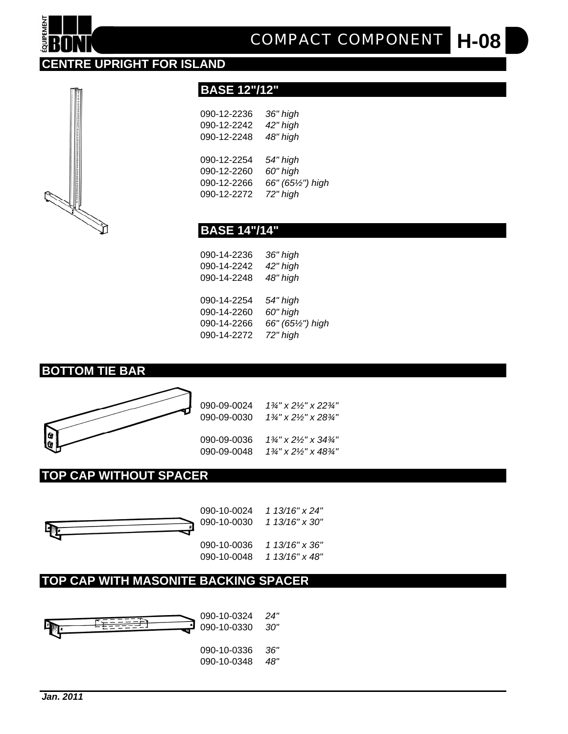# COMPACT COMPONENT H-08

## CENTRE UPRIGHT FOR ISLAND

### BASE 12"/12"

090-12-2236 *36" high*
090-12-2242 *42" high*
090-12-2248 *48" high*

090-12-2254 *54" high*
090-12-2260 *60" high*
090-12-2266 *66" (65½") high*
090-12-2272 *72" high*

### BASE 14"/14"

090-14-2236 *36" high*
090-14-2242 *42" high*
090-14-2248 *48" high*

090-14-2254 *54" high*
090-14-2260 *60" high*
090-14-2266 *66" (65½") high*
090-14-2272 *72" high*

## BOTTOM TIE BAR

090-09-0024 *1¾" x 2½" x 22¾"*
090-09-0030 *1¾" x 2½" x 28¾"*

090-09-0036 *1¾" x 2½" x 34¾"*
090-09-0048 *1¾" x 2½" x 48¾"*

## TOP CAP WITHOUT SPACER

090-10-0024 *1 13/16" x 24"*
090-10-0030 *1 13/16" x 30"*

090-10-0036 *1 13/16" x 36"*
090-10-0048 *1 13/16" x 48"*

## TOP CAP WITH MASONITE BACKING SPACER

090-10-0324 *24"*
090-10-0330 *30"*

090-10-0336 *36"*
090-10-0348 *48"*

***Jan. 2011***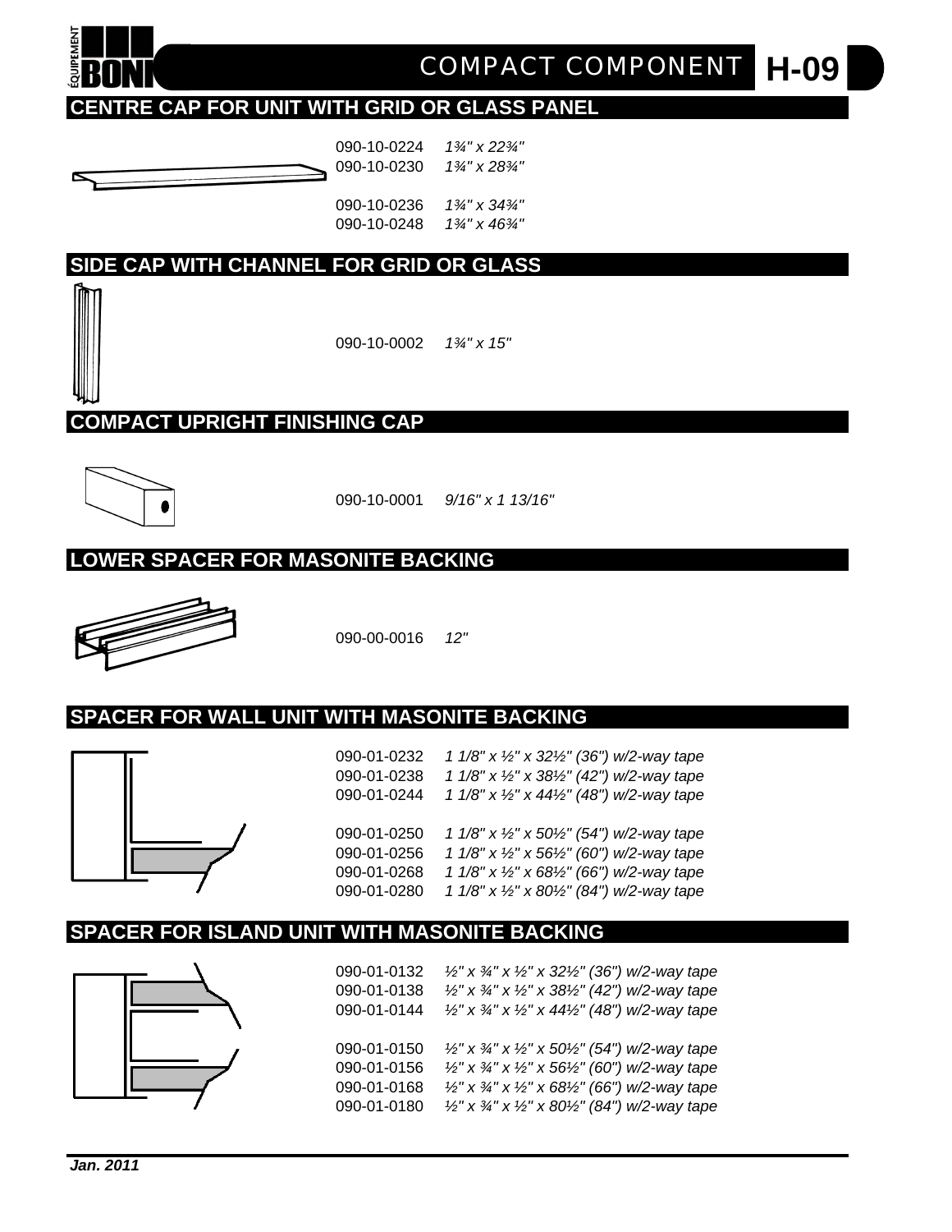# COMPACT COMPONENT H-09

## CENTRE CAP FOR UNIT WITH GRID OR GLASS PANEL

090-10-0224 *1¾" x 22¾"*
090-10-0230 *1¾" x 28¾"*

090-10-0236 *1¾" x 34¾"*
090-10-0248 *1¾" x 46¾"*

## SIDE CAP WITH CHANNEL FOR GRID OR GLASS

090-10-0002 *1¾" x 15"*

## COMPACT UPRIGHT FINISHING CAP

090-10-0001 *9/16" x 1 13/16"*

## LOWER SPACER FOR MASONITE BACKING

090-00-0016 *12"*

## SPACER FOR WALL UNIT WITH MASONITE BACKING

090-01-0232 *1 1/8" x ½" x 32½" (36") w/2-way tape*
090-01-0238 *1 1/8" x ½" x 38½" (42") w/2-way tape*
090-01-0244 *1 1/8" x ½" x 44½" (48") w/2-way tape*

090-01-0250 *1 1/8" x ½" x 50½" (54") w/2-way tape*
090-01-0256 *1 1/8" x ½" x 56½" (60") w/2-way tape*
090-01-0268 *1 1/8" x ½" x 68½" (66") w/2-way tape*
090-01-0280 *1 1/8" x ½" x 80½" (84") w/2-way tape*

## SPACER FOR ISLAND UNIT WITH MASONITE BACKING

090-01-0132 *½" x ¾" x ½" x 32½" (36") w/2-way tape*
090-01-0138 *½" x ¾" x ½" x 38½" (42") w/2-way tape*
090-01-0144 *½" x ¾" x ½" x 44½" (48") w/2-way tape*

090-01-0150 *½" x ¾" x ½" x 50½" (54") w/2-way tape*
090-01-0156 *½" x ¾" x ½" x 56½" (60") w/2-way tape*
090-01-0168 *½" x ¾" x ½" x 68½" (66") w/2-way tape*
090-01-0180 *½" x ¾" x ½" x 80½" (84") w/2-way tape*

***Jan. 2011***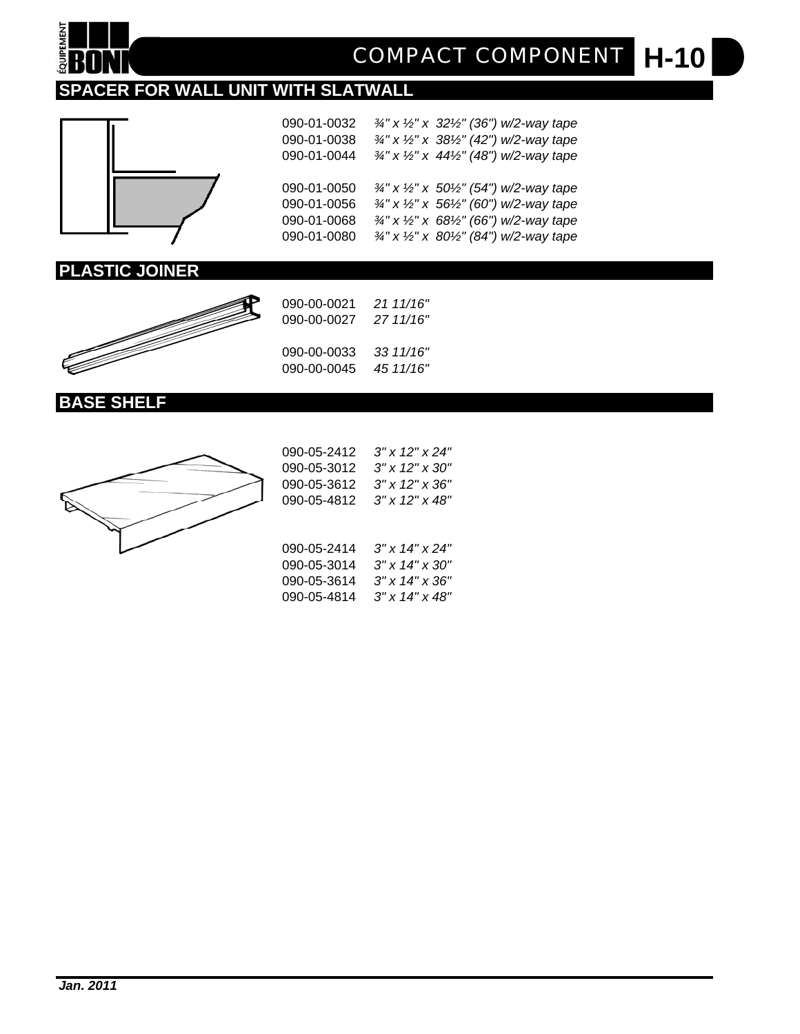# COMPACT COMPONENT H-10

## SPACER FOR WALL UNIT WITH SLATWALL

| | |
|---|---|
| 090-01-0032 | *¾" x ½" x 32½" (36") w/2-way tape* |
| 090-01-0038 | *¾" x ½" x 38½" (42") w/2-way tape* |
| 090-01-0044 | *¾" x ½" x 44½" (48") w/2-way tape* |
| 090-01-0050 | *¾" x ½" x 50½" (54") w/2-way tape* |
| 090-01-0056 | *¾" x ½" x 56½" (60") w/2-way tape* |
| 090-01-0068 | *¾" x ½" x 68½" (66") w/2-way tape* |
| 090-01-0080 | *¾" x ½" x 80½" (84") w/2-way tape* |

## PLASTIC JOINER

| | |
|---|---|
| 090-00-0021 | *21 11/16"* |
| 090-00-0027 | *27 11/16"* |
| 090-00-0033 | *33 11/16"* |
| 090-00-0045 | *45 11/16"* |

## BASE SHELF

| | |
|---|---|
| 090-05-2412 | *3" x 12" x 24"* |
| 090-05-3012 | *3" x 12" x 30"* |
| 090-05-3612 | *3" x 12" x 36"* |
| 090-05-4812 | *3" x 12" x 48"* |
| 090-05-2414 | *3" x 14" x 24"* |
| 090-05-3014 | *3" x 14" x 30"* |
| 090-05-3614 | *3" x 14" x 36"* |
| 090-05-4814 | *3" x 14" x 48"* |

***Jan. 2011***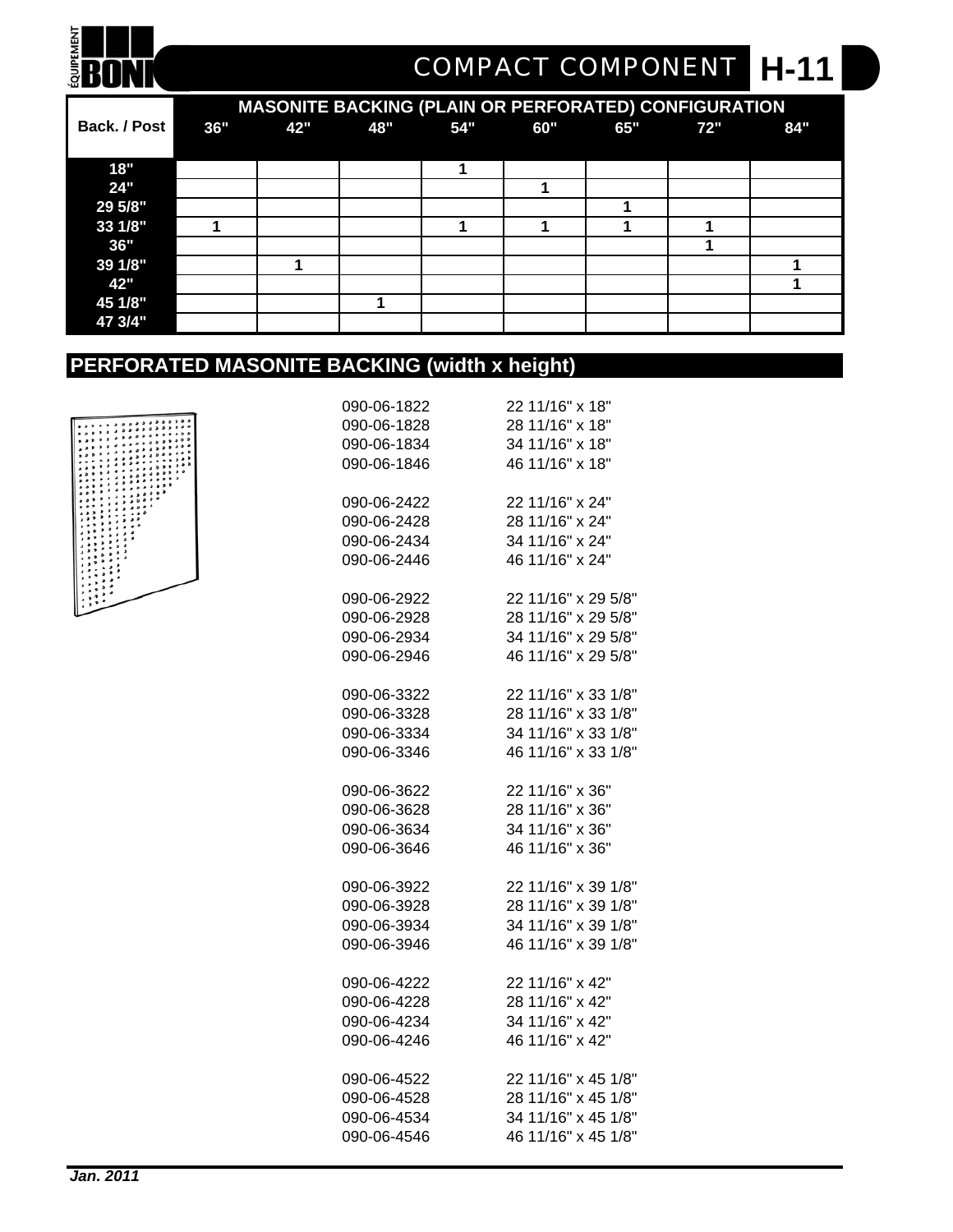# COMPACT COMPONENT H-11

| Back. / Post | MASONITE BACKING (PLAIN OR PERFORATED) CONFIGURATION | | | | | | | |
|---|---|---|---|---|---|---|---|---|
| | 36" | 42" | 48" | 54" | 60" | 65" | 72" | 84" |
| 18" | | | | 1 | | | | |
| 24" | | | | | 1 | | | |
| 29 5/8" | | | | | | 1 | | |
| 33 1/8" | 1 | | | 1 | 1 | 1 | 1 | |
| 36" | | | | | | | 1 | |
| 39 1/8" | | 1 | | | | | | 1 |
| 42" | | | | | | | | 1 |
| 45 1/8" | | | 1 | | | | | |
| 47 3/4" | | | | | | | | |

## PERFORATED MASONITE BACKING (width x height)

| | |
|---|---|
| 090-06-1822 | 22 11/16" x 18" |
| 090-06-1828 | 28 11/16" x 18" |
| 090-06-1834 | 34 11/16" x 18" |
| 090-06-1846 | 46 11/16" x 18" |
| 090-06-2422 | 22 11/16" x 24" |
| 090-06-2428 | 28 11/16" x 24" |
| 090-06-2434 | 34 11/16" x 24" |
| 090-06-2446 | 46 11/16" x 24" |
| 090-06-2922 | 22 11/16" x 29 5/8" |
| 090-06-2928 | 28 11/16" x 29 5/8" |
| 090-06-2934 | 34 11/16" x 29 5/8" |
| 090-06-2946 | 46 11/16" x 29 5/8" |
| 090-06-3322 | 22 11/16" x 33 1/8" |
| 090-06-3328 | 28 11/16" x 33 1/8" |
| 090-06-3334 | 34 11/16" x 33 1/8" |
| 090-06-3346 | 46 11/16" x 33 1/8" |
| 090-06-3622 | 22 11/16" x 36" |
| 090-06-3628 | 28 11/16" x 36" |
| 090-06-3634 | 34 11/16" x 36" |
| 090-06-3646 | 46 11/16" x 36" |
| 090-06-3922 | 22 11/16" x 39 1/8" |
| 090-06-3928 | 28 11/16" x 39 1/8" |
| 090-06-3934 | 34 11/16" x 39 1/8" |
| 090-06-3946 | 46 11/16" x 39 1/8" |
| 090-06-4222 | 22 11/16" x 42" |
| 090-06-4228 | 28 11/16" x 42" |
| 090-06-4234 | 34 11/16" x 42" |
| 090-06-4246 | 46 11/16" x 42" |
| 090-06-4522 | 22 11/16" x 45 1/8" |
| 090-06-4528 | 28 11/16" x 45 1/8" |
| 090-06-4534 | 34 11/16" x 45 1/8" |
| 090-06-4546 | 46 11/16" x 45 1/8" |

*Jan. 2011*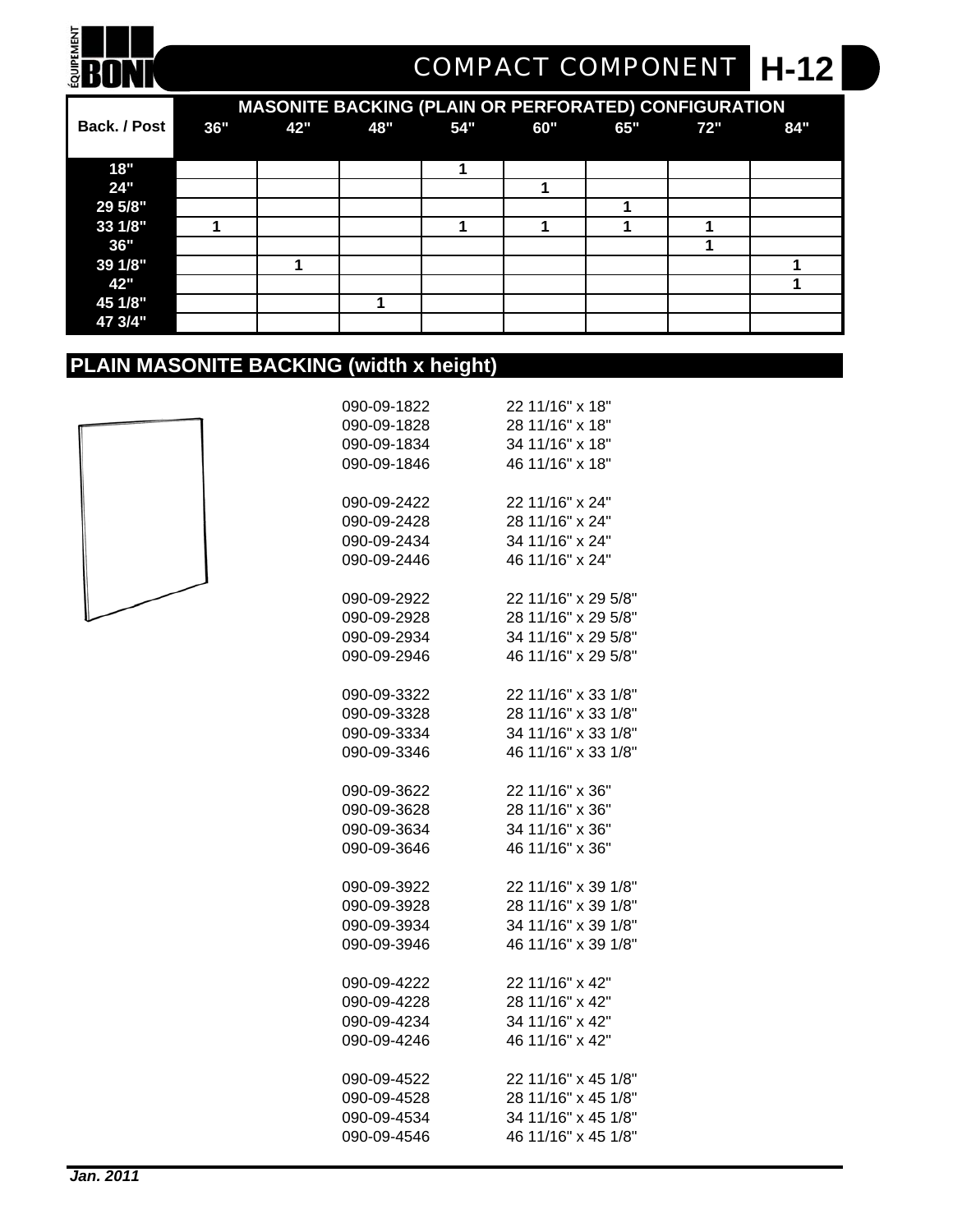# COMPACT COMPONENT H-12

| Back. / Post | MASONITE BACKING (PLAIN OR PERFORATED) CONFIGURATION | | | | | | | |
|---|---|---|---|---|---|---|---|---|
| | 36" | 42" | 48" | 54" | 60" | 65" | 72" | 84" |
| 18" | | | | 1 | | | | |
| 24" | | | | | 1 | | | |
| 29 5/8" | | | | | | 1 | | |
| 33 1/8" | 1 | | | 1 | 1 | 1 | 1 | |
| 36" | | | | | | | 1 | |
| 39 1/8" | | 1 | | | | | | 1 |
| 42" | | | | | | | | 1 |
| 45 1/8" | | | 1 | | | | | |
| 47 3/4" | | | | | | | | |

## PLAIN MASONITE BACKING (width x height)

| | |
|---|---|
| 090-09-1822 | 22 11/16" x 18" |
| 090-09-1828 | 28 11/16" x 18" |
| 090-09-1834 | 34 11/16" x 18" |
| 090-09-1846 | 46 11/16" x 18" |
| 090-09-2422 | 22 11/16" x 24" |
| 090-09-2428 | 28 11/16" x 24" |
| 090-09-2434 | 34 11/16" x 24" |
| 090-09-2446 | 46 11/16" x 24" |
| 090-09-2922 | 22 11/16" x 29 5/8" |
| 090-09-2928 | 28 11/16" x 29 5/8" |
| 090-09-2934 | 34 11/16" x 29 5/8" |
| 090-09-2946 | 46 11/16" x 29 5/8" |
| 090-09-3322 | 22 11/16" x 33 1/8" |
| 090-09-3328 | 28 11/16" x 33 1/8" |
| 090-09-3334 | 34 11/16" x 33 1/8" |
| 090-09-3346 | 46 11/16" x 33 1/8" |
| 090-09-3622 | 22 11/16" x 36" |
| 090-09-3628 | 28 11/16" x 36" |
| 090-09-3634 | 34 11/16" x 36" |
| 090-09-3646 | 46 11/16" x 36" |
| 090-09-3922 | 22 11/16" x 39 1/8" |
| 090-09-3928 | 28 11/16" x 39 1/8" |
| 090-09-3934 | 34 11/16" x 39 1/8" |
| 090-09-3946 | 46 11/16" x 39 1/8" |
| 090-09-4222 | 22 11/16" x 42" |
| 090-09-4228 | 28 11/16" x 42" |
| 090-09-4234 | 34 11/16" x 42" |
| 090-09-4246 | 46 11/16" x 42" |
| 090-09-4522 | 22 11/16" x 45 1/8" |
| 090-09-4528 | 28 11/16" x 45 1/8" |
| 090-09-4534 | 34 11/16" x 45 1/8" |
| 090-09-4546 | 46 11/16" x 45 1/8" |

*Jan. 2011*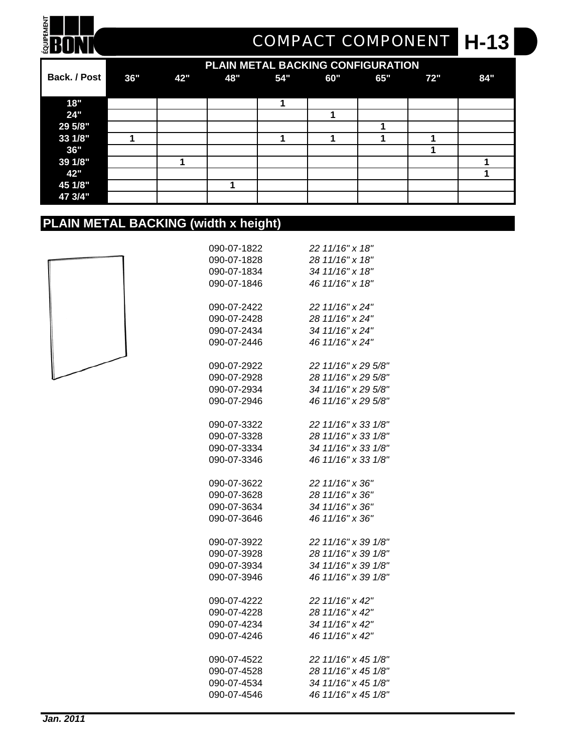# COMPACT COMPONENT H-13

| Back. / Post | 36" | 42" | 48" | 54" | 60" | 65" | 72" | 84" |
|---|---|---|---|---|---|---|---|---|
| | PLAIN METAL BACKING CONFIGURATION | | | | | | | |
| 18" | | | | 1 | | | | |
| 24" | | | | | 1 | | | |
| 29 5/8" | | | | | | 1 | | |
| 33 1/8" | 1 | | | 1 | 1 | 1 | 1 | |
| 36" | | | | | | | 1 | |
| 39 1/8" | | 1 | | | | | | 1 |
| 42" | | | | | | | | 1 |
| 45 1/8" | | | 1 | | | | | |
| 47 3/4" | | | | | | | | |

## PLAIN METAL BACKING (width x height)

090-07-1822 *22 11/16" x 18"*
090-07-1828 *28 11/16" x 18"*
090-07-1834 *34 11/16" x 18"*
090-07-1846 *46 11/16" x 18"*

090-07-2422 *22 11/16" x 24"*
090-07-2428 *28 11/16" x 24"*
090-07-2434 *34 11/16" x 24"*
090-07-2446 *46 11/16" x 24"*

090-07-2922 *22 11/16" x 29 5/8"*
090-07-2928 *28 11/16" x 29 5/8"*
090-07-2934 *34 11/16" x 29 5/8"*
090-07-2946 *46 11/16" x 29 5/8"*

090-07-3322 *22 11/16" x 33 1/8"*
090-07-3328 *28 11/16" x 33 1/8"*
090-07-3334 *34 11/16" x 33 1/8"*
090-07-3346 *46 11/16" x 33 1/8"*

090-07-3622 *22 11/16" x 36"*
090-07-3628 *28 11/16" x 36"*
090-07-3634 *34 11/16" x 36"*
090-07-3646 *46 11/16" x 36"*

090-07-3922 *22 11/16" x 39 1/8"*
090-07-3928 *28 11/16" x 39 1/8"*
090-07-3934 *34 11/16" x 39 1/8"*
090-07-3946 *46 11/16" x 39 1/8"*

090-07-4222 *22 11/16" x 42"*
090-07-4228 *28 11/16" x 42"*
090-07-4234 *34 11/16" x 42"*
090-07-4246 *46 11/16" x 42"*

090-07-4522 *22 11/16" x 45 1/8"*
090-07-4528 *28 11/16" x 45 1/8"*
090-07-4534 *34 11/16" x 45 1/8"*
090-07-4546 *46 11/16" x 45 1/8"*

***Jan. 2011***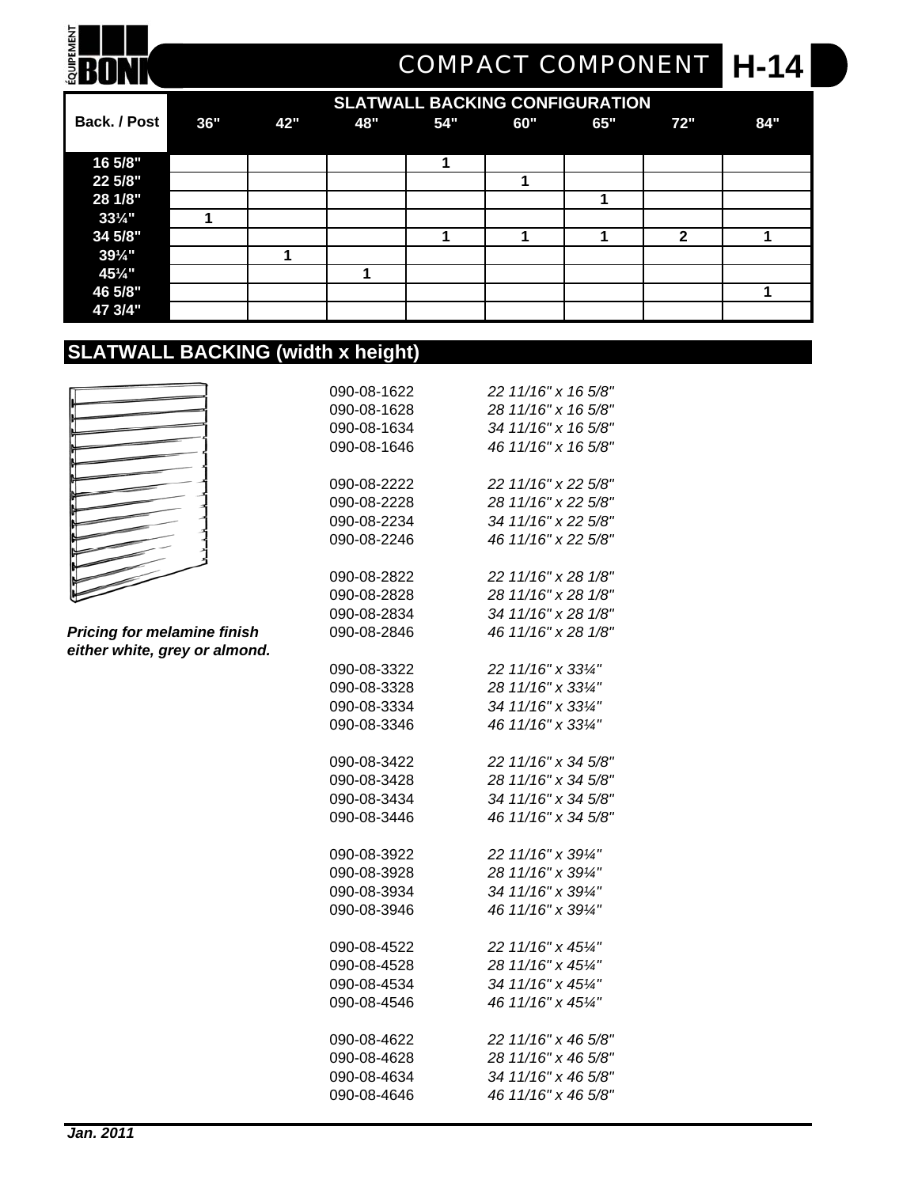# COMPACT COMPONENT H-14

| Back. / Post | SLATWALL BACKING CONFIGURATION | | | | | | | |
|---|---|---|---|---|---|---|---|---|
| | 36" | 42" | 48" | 54" | 60" | 65" | 72" | 84" |
| 16 5/8" | | | | 1 | | | | |
| 22 5/8" | | | | | 1 | | | |
| 28 1/8" | | | | | | 1 | | |
| 33¼" | 1 | | | | | | | |
| 34 5/8" | | | | 1 | 1 | 1 | 2 | 1 |
| 39¼" | | 1 | | | | | | |
| 45¼" | | | 1 | | | | | |
| 46 5/8" | | | | | | | | 1 |
| 47 3/4" | | | | | | | | |

## SLATWALL BACKING (width x height)

***Pricing for melamine finish either white, grey or almond.***

090-08-1622 *22 11/16" x 16 5/8"*
090-08-1628 *28 11/16" x 16 5/8"*
090-08-1634 *34 11/16" x 16 5/8"*
090-08-1646 *46 11/16" x 16 5/8"*

090-08-2222 *22 11/16" x 22 5/8"*
090-08-2228 *28 11/16" x 22 5/8"*
090-08-2234 *34 11/16" x 22 5/8"*
090-08-2246 *46 11/16" x 22 5/8"*

090-08-2822 *22 11/16" x 28 1/8"*
090-08-2828 *28 11/16" x 28 1/8"*
090-08-2834 *34 11/16" x 28 1/8"*
090-08-2846 *46 11/16" x 28 1/8"*

090-08-3322 *22 11/16" x 33¼"*
090-08-3328 *28 11/16" x 33¼"*
090-08-3334 *34 11/16" x 33¼"*
090-08-3346 *46 11/16" x 33¼"*

090-08-3422 *22 11/16" x 34 5/8"*
090-08-3428 *28 11/16" x 34 5/8"*
090-08-3434 *34 11/16" x 34 5/8"*
090-08-3446 *46 11/16" x 34 5/8"*

090-08-3922 *22 11/16" x 39¼"*
090-08-3928 *28 11/16" x 39¼"*
090-08-3934 *34 11/16" x 39¼"*
090-08-3946 *46 11/16" x 39¼"*

090-08-4522 *22 11/16" x 45¼"*
090-08-4528 *28 11/16" x 45¼"*
090-08-4534 *34 11/16" x 45¼"*
090-08-4546 *46 11/16" x 45¼"*

090-08-4622 *22 11/16" x 46 5/8"*
090-08-4628 *28 11/16" x 46 5/8"*
090-08-4634 *34 11/16" x 46 5/8"*
090-08-4646 *46 11/16" x 46 5/8"*

***Jan. 2011***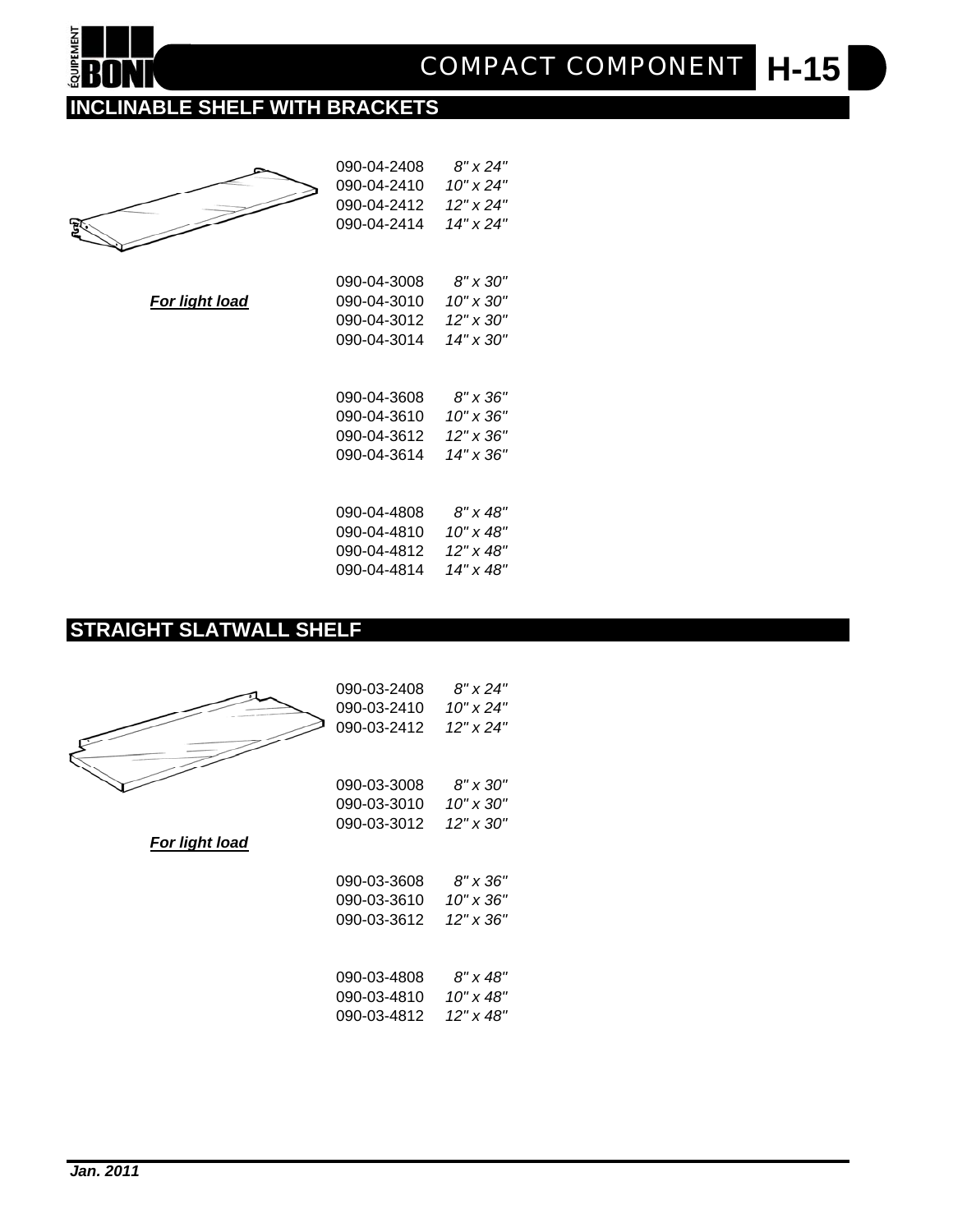## INCLINABLE SHELF WITH BRACKETS

***For light load***

| | |
|---|---|
| 090-04-2408 | *8" x 24"* |
| 090-04-2410 | *10" x 24"* |
| 090-04-2412 | *12" x 24"* |
| 090-04-2414 | *14" x 24"* |
| 090-04-3008 | *8" x 30"* |
| 090-04-3010 | *10" x 30"* |
| 090-04-3012 | *12" x 30"* |
| 090-04-3014 | *14" x 30"* |
| 090-04-3608 | *8" x 36"* |
| 090-04-3610 | *10" x 36"* |
| 090-04-3612 | *12" x 36"* |
| 090-04-3614 | *14" x 36"* |
| 090-04-4808 | *8" x 48"* |
| 090-04-4810 | *10" x 48"* |
| 090-04-4812 | *12" x 48"* |
| 090-04-4814 | *14" x 48"* |

## STRAIGHT SLATWALL SHELF

***For light load***

| | |
|---|---|
| 090-03-2408 | *8" x 24"* |
| 090-03-2410 | *10" x 24"* |
| 090-03-2412 | *12" x 24"* |
| 090-03-3008 | *8" x 30"* |
| 090-03-3010 | *10" x 30"* |
| 090-03-3012 | *12" x 30"* |
| 090-03-3608 | *8" x 36"* |
| 090-03-3610 | *10" x 36"* |
| 090-03-3612 | *12" x 36"* |
| 090-03-4808 | *8" x 48"* |
| 090-03-4810 | *10" x 48"* |
| 090-03-4812 | *12" x 48"* |